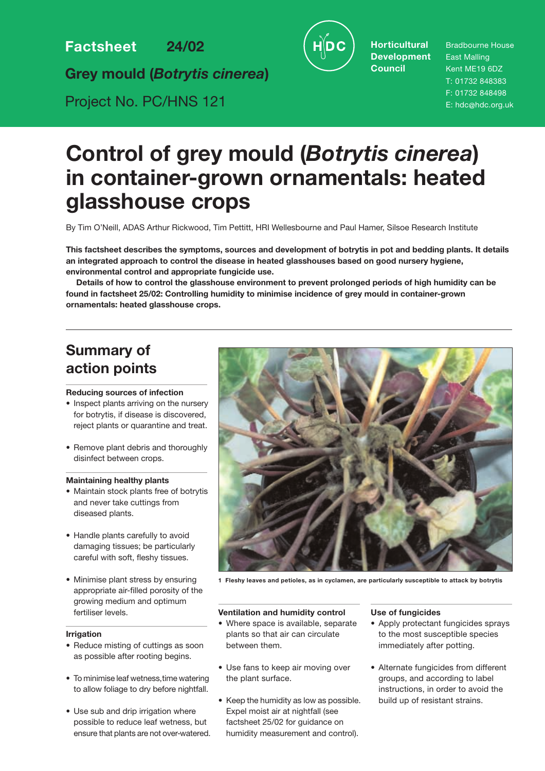Factsheet 24/02

Grey mould (*Botrytis cinerea*)

Project No. PC/HNS 121

**Horticultural Development Council**

Bradbourne House
East Malling
Kent ME19 6DZ
T: 01732 848383
F: 01732 848498
E: hdc@hdc.org.uk

# Control of grey mould (*Botrytis cinerea*) in container-grown ornamentals: heated glasshouse crops

By Tim O'Neill, ADAS Arthur Rickwood, Tim Pettitt, HRI Wellesbourne and Paul Hamer, Silsoe Research Institute

**This factsheet describes the symptoms, sources and development of botrytis in pot and bedding plants. It details an integrated approach to control the disease in heated glasshouses based on good nursery hygiene, environmental control and appropriate fungicide use.**

**Details of how to control the glasshouse environment to prevent prolonged periods of high humidity can be found in factsheet 25/02: Controlling humidity to minimise incidence of grey mould in container-grown ornamentals: heated glasshouse crops.**

## Summary of action points

**Reducing sources of infection**

- Inspect plants arriving on the nursery for botrytis, if disease is discovered, reject plants or quarantine and treat.
- Remove plant debris and thoroughly disinfect between crops.

**Maintaining healthy plants**

- Maintain stock plants free of botrytis and never take cuttings from diseased plants.
- Handle plants carefully to avoid damaging tissues; be particularly careful with soft, fleshy tissues.
- Minimise plant stress by ensuring appropriate air-filled porosity of the growing medium and optimum fertiliser levels.

**Irrigation**

- Reduce misting of cuttings as soon as possible after rooting begins.
- To minimise leaf wetness, time watering to allow foliage to dry before nightfall.
- Use sub and drip irrigation where possible to reduce leaf wetness, but ensure that plants are not over-watered.

**1 Fleshy leaves and petioles, as in cyclamen, are particularly susceptible to attack by botrytis**

**Ventilation and humidity control**

- Where space is available, separate plants so that air can circulate between them.
- Use fans to keep air moving over the plant surface.
- Keep the humidity as low as possible. Expel moist air at nightfall (see factsheet 25/02 for guidance on humidity measurement and control).

**Use of fungicides**

- Apply protectant fungicides sprays to the most susceptible species immediately after potting.
- Alternate fungicides from different groups, and according to label instructions, in order to avoid the build up of resistant strains.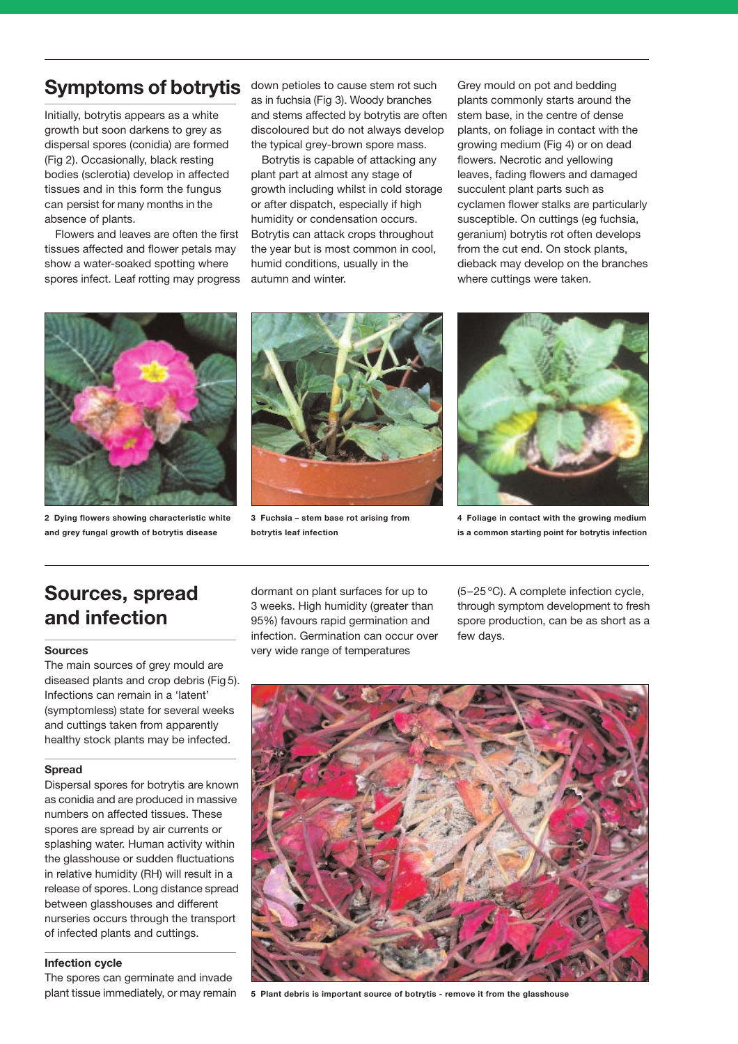## Symptoms of botrytis

Initially, botrytis appears as a white growth but soon darkens to grey as dispersal spores (conidia) are formed (Fig 2). Occasionally, black resting bodies (sclerotia) develop in affected tissues and in this form the fungus can persist for many months in the absence of plants.

Flowers and leaves are often the first tissues affected and flower petals may show a water-soaked spotting where spores infect. Leaf rotting may progress down petioles to cause stem rot such as in fuchsia (Fig 3). Woody branches and stems affected by botrytis are often discoloured but do not always develop the typical grey-brown spore mass.

Botrytis is capable of attacking any plant part at almost any stage of growth including whilst in cold storage or after dispatch, especially if high humidity or condensation occurs. Botrytis can attack crops throughout the year but is most common in cool, humid conditions, usually in the autumn and winter.

Grey mould on pot and bedding plants commonly starts around the stem base, in the centre of dense plants, on foliage in contact with the growing medium (Fig 4) or on dead flowers. Necrotic and yellowing leaves, fading flowers and damaged succulent plant parts such as cyclamen flower stalks are particularly susceptible. On cuttings (eg fuchsia, geranium) botrytis rot often develops from the cut end. On stock plants, dieback may develop on the branches where cuttings were taken.

**2 Dying flowers showing characteristic white and grey fungal growth of botrytis disease**

**3 Fuchsia – stem base rot arising from botrytis leaf infection**

**4 Foliage in contact with the growing medium is a common starting point for botrytis infection**

## Sources, spread and infection

### Sources

The main sources of grey mould are diseased plants and crop debris (Fig 5). Infections can remain in a 'latent' (symptomless) state for several weeks and cuttings taken from apparently healthy stock plants may be infected.

### Spread

Dispersal spores for botrytis are known as conidia and are produced in massive numbers on affected tissues. These spores are spread by air currents or splashing water. Human activity within the glasshouse or sudden fluctuations in relative humidity (RH) will result in a release of spores. Long distance spread between glasshouses and different nurseries occurs through the transport of infected plants and cuttings.

### Infection cycle

The spores can germinate and invade plant tissue immediately, or may remain dormant on plant surfaces for up to 3 weeks. High humidity (greater than 95%) favours rapid germination and infection. Germination can occur over very wide range of temperatures (5–25 °C). A complete infection cycle, through symptom development to fresh spore production, can be as short as a few days.

**5 Plant debris is important source of botrytis - remove it from the glasshouse**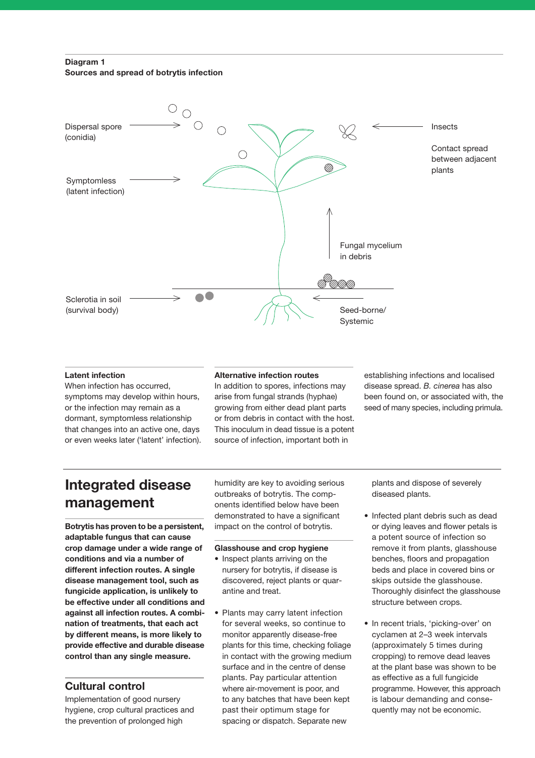**Diagram 1**
**Sources and spread of botrytis infection**

Dispersal spore (conidia)

Symptomless (latent infection)

Sclerotia in soil (survival body)

Insects

Contact spread between adjacent plants

Fungal mycelium in debris

Seed-borne/ Systemic

### Latent infection

When infection has occurred, symptoms may develop within hours, or the infection may remain as a dormant, symptomless relationship that changes into an active one, days or even weeks later ('latent' infection).

### Alternative infection routes

In addition to spores, infections may arise from fungal strands (hyphae) growing from either dead plant parts or from debris in contact with the host. This inoculum in dead tissue is a potent source of infection, important both in establishing infections and localised disease spread. *B. cinerea* has also been found on, or associated with, the seed of many species, including primula.

# Integrated disease management

**Botrytis has proven to be a persistent, adaptable fungus that can cause crop damage under a wide range of conditions and via a number of different infection routes. A single disease management tool, such as fungicide application, is unlikely to be effective under all conditions and against all infection routes. A combination of treatments, that each act by different means, is more likely to provide effective and durable disease control than any single measure.**

## Cultural control

Implementation of good nursery hygiene, crop cultural practices and the prevention of prolonged high humidity are key to avoiding serious outbreaks of botrytis. The components identified below have been demonstrated to have a significant impact on the control of botrytis.

### Glasshouse and crop hygiene

- Inspect plants arriving on the nursery for botrytis, if disease is discovered, reject plants or quarantine and treat.

- Plants may carry latent infection for several weeks, so continue to monitor apparently disease-free plants for this time, checking foliage in contact with the growing medium surface and in the centre of dense plants. Pay particular attention where air-movement is poor, and to any batches that have been kept past their optimum stage for spacing or dispatch. Separate new plants and dispose of severely diseased plants.

- Infected plant debris such as dead or dying leaves and flower petals is a potent source of infection so remove it from plants, glasshouse benches, floors and propagation beds and place in covered bins or skips outside the glasshouse. Thoroughly disinfect the glasshouse structure between crops.

- In recent trials, 'picking-over' on cyclamen at 2–3 week intervals (approximately 5 times during cropping) to remove dead leaves at the plant base was shown to be as effective as a full fungicide programme. However, this approach is labour demanding and consequently may not be economic.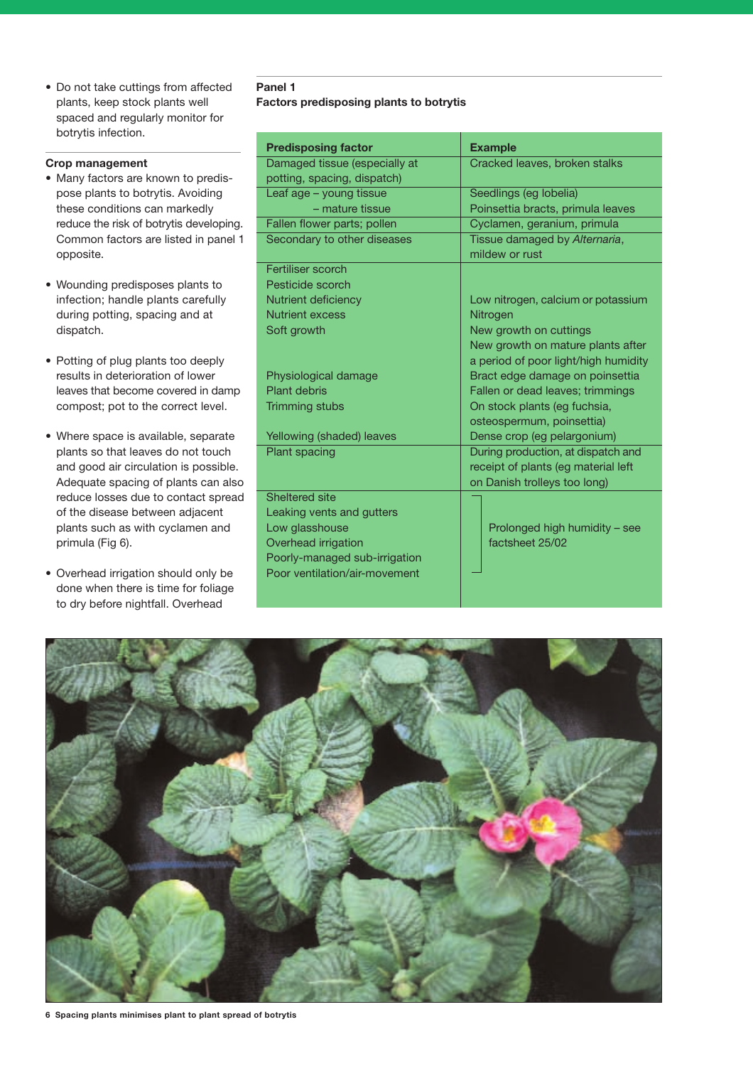- Do not take cuttings from affected plants, keep stock plants well spaced and regularly monitor for botrytis infection.

### Crop management

- Many factors are known to predispose plants to botrytis. Avoiding these conditions can markedly reduce the risk of botrytis developing. Common factors are listed in panel 1 opposite.

- Wounding predisposes plants to infection; handle plants carefully during potting, spacing and at dispatch.

- Potting of plug plants too deeply results in deterioration of lower leaves that become covered in damp compost; pot to the correct level.

- Where space is available, separate plants so that leaves do not touch and good air circulation is possible. Adequate spacing of plants can also reduce losses due to contact spread of the disease between adjacent plants such as with cyclamen and primula (Fig 6).

- Overhead irrigation should only be done when there is time for foliage to dry before nightfall. Overhead

**Panel 1**
**Factors predisposing plants to botrytis**

| Predisposing factor | Example |
|---|---|
| Damaged tissue (especially at potting, spacing, dispatch) | Cracked leaves, broken stalks |
| Leaf age – young tissue | Seedlings (eg lobelia) |
| – mature tissue | Poinsettia bracts, primula leaves |
| Fallen flower parts; pollen | Cyclamen, geranium, primula |
| Secondary to other diseases | Tissue damaged by *Alternaria*, mildew or rust |
| Fertiliser scorch | |
| Pesticide scorch | |
| Nutrient deficiency | Low nitrogen, calcium or potassium |
| Nutrient excess | Nitrogen |
| Soft growth | New growth on cuttings; New growth on mature plants after a period of poor light/high humidity |
| Physiological damage | Bract edge damage on poinsettia |
| Plant debris | Fallen or dead leaves; trimmings |
| Trimming stubs | On stock plants (eg fuchsia, osteospermum, poinsettia) |
| Yellowing (shaded) leaves | Dense crop (eg pelargonium) |
| Plant spacing | During production, at dispatch and receipt of plants (eg material left on Danish trolleys too long) |
| Sheltered site | Prolonged high humidity – see factsheet 25/02 |
| Leaking vents and gutters | Prolonged high humidity – see factsheet 25/02 |
| Low glasshouse | Prolonged high humidity – see factsheet 25/02 |
| Overhead irrigation | Prolonged high humidity – see factsheet 25/02 |
| Poorly-managed sub-irrigation | Prolonged high humidity – see factsheet 25/02 |
| Poor ventilation/air-movement | Prolonged high humidity – see factsheet 25/02 |

**6 Spacing plants minimises plant to plant spread of botrytis**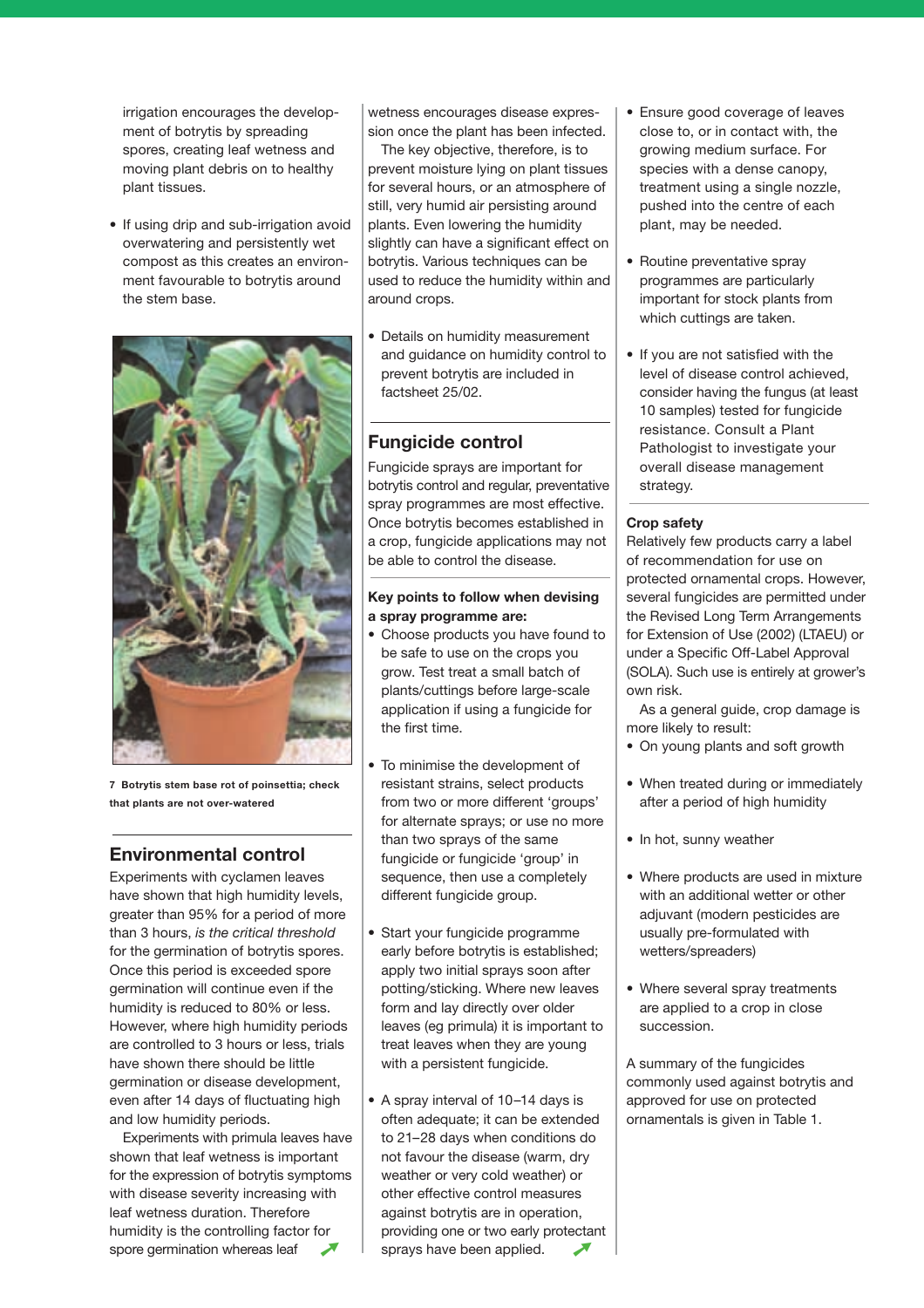irrigation encourages the development of botrytis by spreading spores, creating leaf wetness and moving plant debris on to healthy plant tissues.

- If using drip and sub-irrigation avoid overwatering and persistently wet compost as this creates an environment favourable to botrytis around the stem base.

**7 Botrytis stem base rot of poinsettia; check that plants are not over-watered**

## Environmental control

Experiments with cyclamen leaves have shown that high humidity levels, greater than 95% for a period of more than 3 hours, *is the critical threshold* for the germination of botrytis spores. Once this period is exceeded spore germination will continue even if the humidity is reduced to 80% or less. However, where high humidity periods are controlled to 3 hours or less, trials have shown there should be little germination or disease development, even after 14 days of fluctuating high and low humidity periods.

Experiments with primula leaves have shown that leaf wetness is important for the expression of botrytis symptoms with disease severity increasing with leaf wetness duration. Therefore humidity is the controlling factor for spore germination whereas leaf wetness encourages disease expression once the plant has been infected.

The key objective, therefore, is to prevent moisture lying on plant tissues for several hours, or an atmosphere of still, very humid air persisting around plants. Even lowering the humidity slightly can have a significant effect on botrytis. Various techniques can be used to reduce the humidity within and around crops.

- Details on humidity measurement and guidance on humidity control to prevent botrytis are included in factsheet 25/02.

## Fungicide control

Fungicide sprays are important for botrytis control and regular, preventative spray programmes are most effective. Once botrytis becomes established in a crop, fungicide applications may not be able to control the disease.

**Key points to follow when devising a spray programme are:**

- Choose products you have found to be safe to use on the crops you grow. Test treat a small batch of plants/cuttings before large-scale application if using a fungicide for the first time.
- To minimise the development of resistant strains, select products from two or more different 'groups' for alternate sprays; or use no more than two sprays of the same fungicide or fungicide 'group' in sequence, then use a completely different fungicide group.
- Start your fungicide programme early before botrytis is established; apply two initial sprays soon after potting/sticking. Where new leaves form and lay directly over older leaves (eg primula) it is important to treat leaves when they are young with a persistent fungicide.
- A spray interval of 10–14 days is often adequate; it can be extended to 21–28 days when conditions do not favour the disease (warm, dry weather or very cold weather) or other effective control measures against botrytis are in operation, providing one or two early protectant sprays have been applied.
- Ensure good coverage of leaves close to, or in contact with, the growing medium surface. For species with a dense canopy, treatment using a single nozzle, pushed into the centre of each plant, may be needed.
- Routine preventative spray programmes are particularly important for stock plants from which cuttings are taken.
- If you are not satisfied with the level of disease control achieved, consider having the fungus (at least 10 samples) tested for fungicide resistance. Consult a Plant Pathologist to investigate your overall disease management strategy.

**Crop safety**

Relatively few products carry a label of recommendation for use on protected ornamental crops. However, several fungicides are permitted under the Revised Long Term Arrangements for Extension of Use (2002) (LTAEU) or under a Specific Off-Label Approval (SOLA). Such use is entirely at grower's own risk.

As a general guide, crop damage is more likely to result:

- On young plants and soft growth
- When treated during or immediately after a period of high humidity
- In hot, sunny weather
- Where products are used in mixture with an additional wetter or other adjuvant (modern pesticides are usually pre-formulated with wetters/spreaders)
- Where several spray treatments are applied to a crop in close succession.

A summary of the fungicides commonly used against botrytis and approved for use on protected ornamentals is given in Table 1.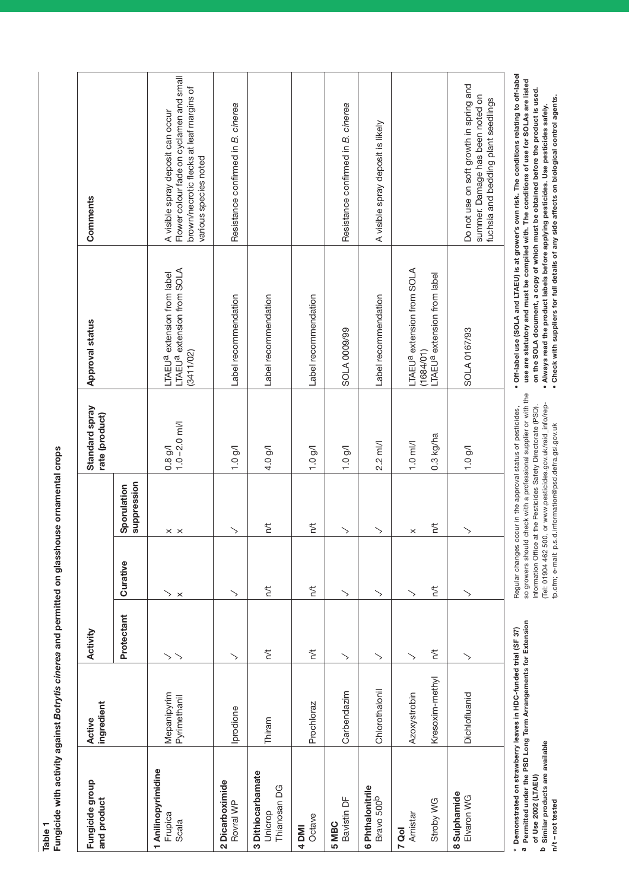**Table 1**
**Fungicide with activity against *Botrytis cinerea* and permitted on glasshouse ornamental crops**

| Fungicide group and product | Active ingredient | Activity | | | Standard spray rate (product) | Approval status | Comments |
|---|---|---|---|---|---|---|---|
| | | Protectant | Curative | Sporulation suppression | | | |
| **1 Anilinopyrimidine** | | | | | | | |
| Frupica | Mepanipyrim | ✓ | ✓ | × | 0.8 g/l | LTAEU[a] extension from label | A visible spray deposit can occur |
| Scala | Pyrimethanil | ✓ | × | × | 1.0 – 2.0 ml/l | LTAEU[a] extension from SOLA (3411/02) | Flower colour fade on cyclamen and small brown/necrotic flecks at leaf margins of various species noted |
| **2 Dicarboximide** | | | | | | | |
| Rovral WP | Iprodione | ✓ | ✓ | ✓ | 1.0 g/l | Label recommendation | Resistance confirmed in *B. cinerea* |
| **3 Dithiocarbamate** | | | | | | | |
| Unicrop Thianosan DG | Thiram | n/t | n/t | n/t | 4.0 g/l | Label recommendation | |
| **4 DMI** | | | | | | | |
| Octave | Prochloraz | n/t | n/t | n/t | 1.0 g/l | Label recommendation | |
| **5 MBC** | | | | | | | |
| Bavistin DF | Carbendazim | ✓ | ✓ | ✓ | 1.0 g/l | SOLA 0009/99 | Resistance confirmed in *B. cinerea* |
| **6 Phthalonitrile** | | | | | | | |
| Bravo 500[b] | Chlorothalonil | ✓ | ✓ | ✓ | 2.2 ml/l | Label recommendation | A visible spray deposit is likely |
| **7 QoI** | | | | | | | |
| Amistar | Azoxystrobin | ✓ | ✓ | × | 1.0 ml/l | LTAEU[a] extension from SOLA (1684/01) | |
| Stroby WG | Kresoxim-methyl | n/t | n/t | n/t | 0.3 kg/ha | LTAEU[a] extension from label | |
| **8 Sulphamide** | | | | | | | |
| Elvaron WG | Dichlofluanid | ✓ | ✓ | ✓ | 1.0 g/l | SOLA 0167/93 | Do not use on soft growth in spring and summer. Damage has been noted on fuchsia and bedding plant seedlings |

**\* Demonstrated on strawberry leaves in HDC-funded trial (SF 37)**
**a Permitted under the PSD Long Term Arrangements for Extension of Use 2002 (LTAEU)**
**b Similar products are available**
**n/t – not tested**

Regular changes occur in the approval status of pesticides, so growers should check with a professional supplier or with the Information Office at the Pesticides Safety Directorate (PSD). (Tel: 01904 462 500, or www.pesticides.gov.uk/raid_info/rep-fp.cfm; e-mail: p.s.d.information@psd.defra.gsi.gov.uk

- **Off-label use (SOLA and LTAEU) is at grower's own risk. The conditions relating to off-label use are statutory and must be complied with. The conditions of use for SOLAs are listed on the SOLA document, a copy of which must be obtained before the product is used.**
- **Always read the product labels before applying pesticides. Use pesticides safely.**
- **Check with suppliers for full details of any side affects on biological control agents.**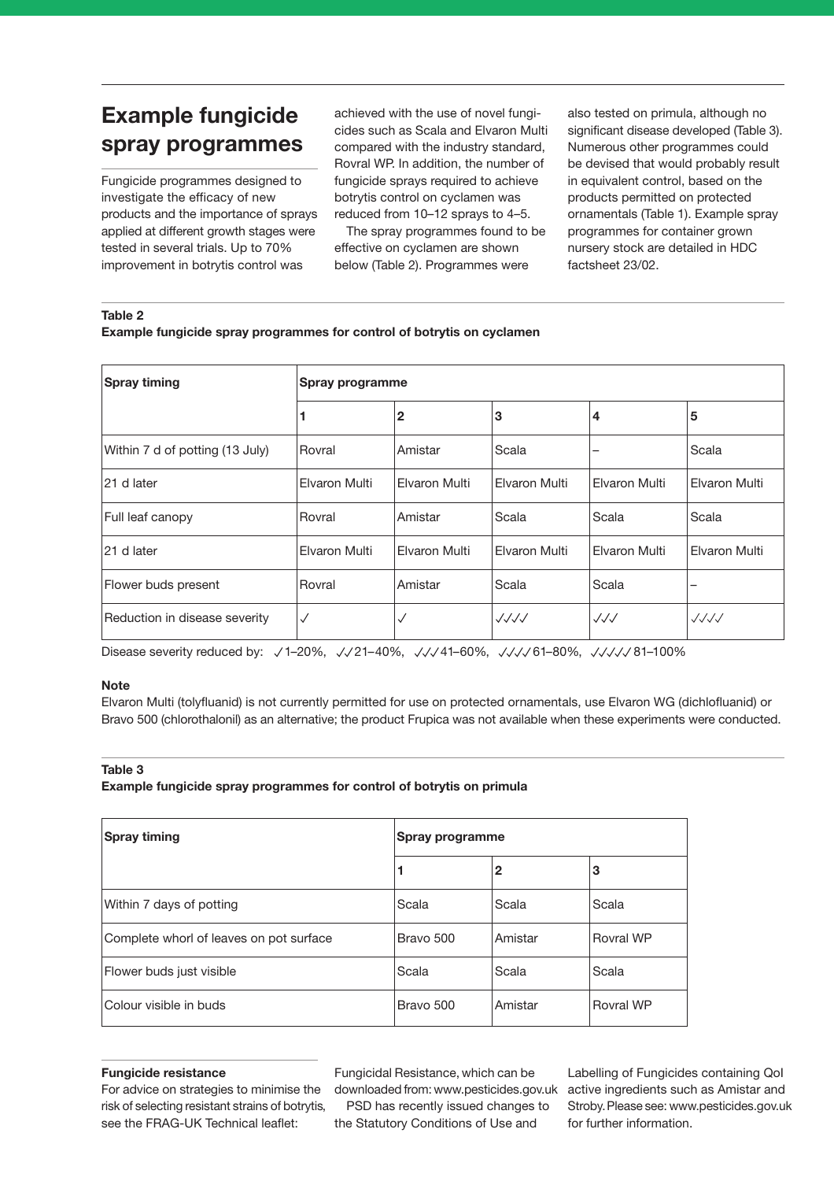## Example fungicide spray programmes

Fungicide programmes designed to investigate the efficacy of new products and the importance of sprays applied at different growth stages were tested in several trials. Up to 70% improvement in botrytis control was achieved with the use of novel fungicides such as Scala and Elvaron Multi compared with the industry standard, Rovral WP. In addition, the number of fungicide sprays required to achieve botrytis control on cyclamen was reduced from 10–12 sprays to 4–5.

The spray programmes found to be effective on cyclamen are shown below (Table 2). Programmes were also tested on primula, although no significant disease developed (Table 3). Numerous other programmes could be devised that would probably result in equivalent control, based on the products permitted on protected ornamentals (Table 1). Example spray programmes for container grown nursery stock are detailed in HDC factsheet 23/02.

**Table 2**
**Example fungicide spray programmes for control of botrytis on cyclamen**

| Spray timing | Spray programme | | | | |
|---|---|---|---|---|---|
| | 1 | 2 | 3 | 4 | 5 |
| Within 7 d of potting (13 July) | Rovral | Amistar | Scala | – | Scala |
| 21 d later | Elvaron Multi | Elvaron Multi | Elvaron Multi | Elvaron Multi | Elvaron Multi |
| Full leaf canopy | Rovral | Amistar | Scala | Scala | Scala |
| 21 d later | Elvaron Multi | Elvaron Multi | Elvaron Multi | Elvaron Multi | Elvaron Multi |
| Flower buds present | Rovral | Amistar | Scala | Scala | – |
| Reduction in disease severity | ✓ | ✓ | ✓✓✓✓ | ✓✓✓ | ✓✓✓✓ |

Disease severity reduced by: ✓1–20%, ✓✓21–40%, ✓✓✓41–60%, ✓✓✓✓61–80%, ✓✓✓✓✓81–100%

**Note**
Elvaron Multi (tolyfluanid) is not currently permitted for use on protected ornamentals, use Elvaron WG (dichlofluanid) or Bravo 500 (chlorothalonil) as an alternative; the product Frupica was not available when these experiments were conducted.

**Table 3**
**Example fungicide spray programmes for control of botrytis on primula**

| Spray timing | Spray programme | | |
|---|---|---|---|
| | 1 | 2 | 3 |
| Within 7 days of potting | Scala | Scala | Scala |
| Complete whorl of leaves on pot surface | Bravo 500 | Amistar | Rovral WP |
| Flower buds just visible | Scala | Scala | Scala |
| Colour visible in buds | Bravo 500 | Amistar | Rovral WP |

**Fungicide resistance**
For advice on strategies to minimise the risk of selecting resistant strains of botrytis, see the FRAG-UK Technical leaflet: Fungicidal Resistance, which can be downloaded from: www.pesticides.gov.uk

PSD has recently issued changes to the Statutory Conditions of Use and Labelling of Fungicides containing QoI active ingredients such as Amistar and Stroby. Please see: www.pesticides.gov.uk for further information.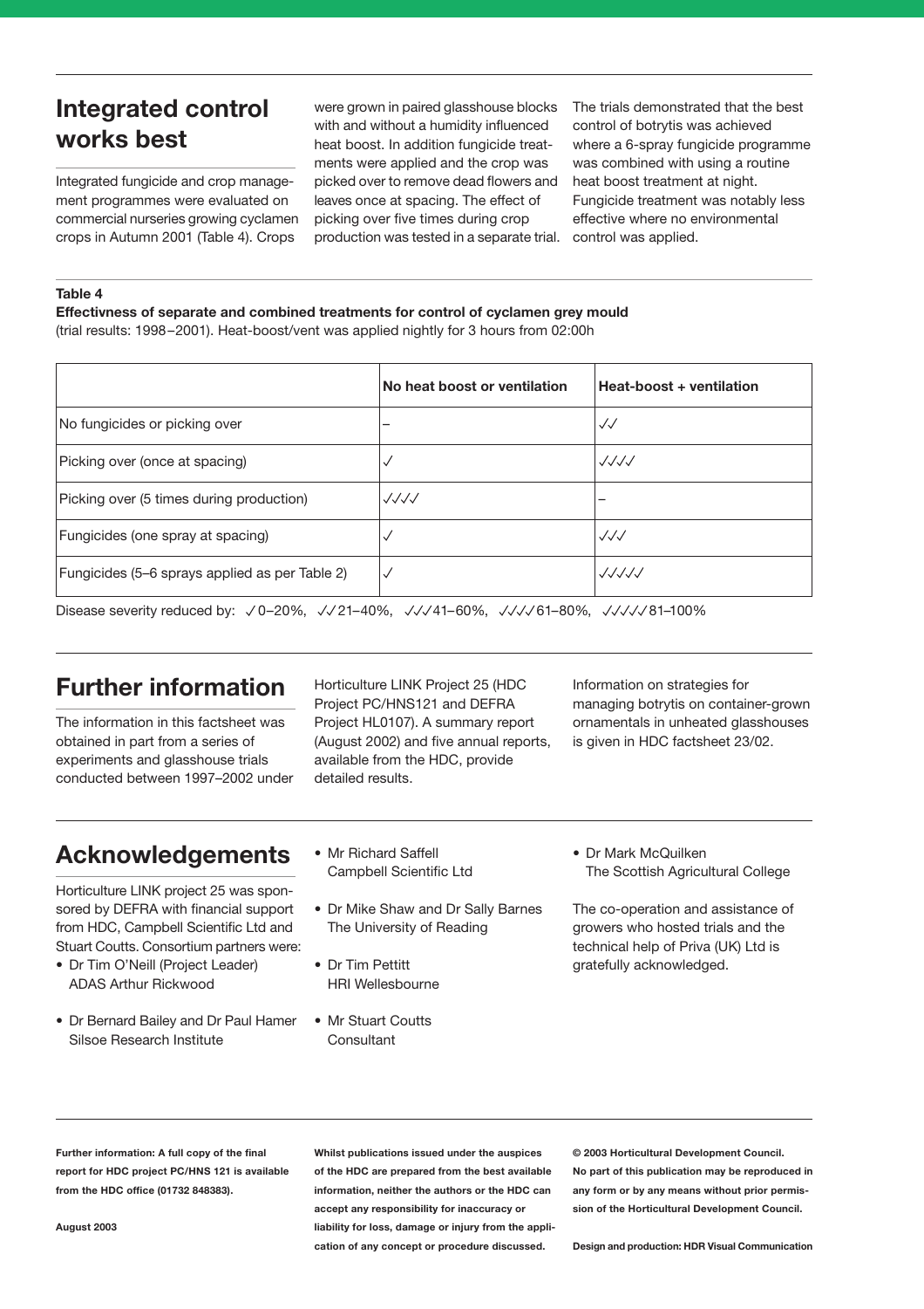## Integrated control works best

Integrated fungicide and crop management programmes were evaluated on commercial nurseries growing cyclamen crops in Autumn 2001 (Table 4). Crops were grown in paired glasshouse blocks with and without a humidity influenced heat boost. In addition fungicide treatments were applied and the crop was picked over to remove dead flowers and leaves once at spacing. The effect of picking over five times during crop production was tested in a separate trial.

The trials demonstrated that the best control of botrytis was achieved where a 6-spray fungicide programme was combined with using a routine heat boost treatment at night. Fungicide treatment was notably less effective where no environmental control was applied.

**Table 4**

**Effectivness of separate and combined treatments for control of cyclamen grey mould**
(trial results: 1998–2001). Heat-boost/vent was applied nightly for 3 hours from 02:00h

| | No heat boost or ventilation | Heat-boost + ventilation |
|---|---|---|
| No fungicides or picking over | – | ✓✓ |
| Picking over (once at spacing) | ✓ | ✓✓✓✓ |
| Picking over (5 times during production) | ✓✓✓✓ | – |
| Fungicides (one spray at spacing) | ✓ | ✓✓✓ |
| Fungicides (5–6 sprays applied as per Table 2) | ✓ | ✓✓✓✓✓ |

Disease severity reduced by: ✓0–20%, ✓✓21–40%, ✓✓✓41–60%, ✓✓✓✓61–80%, ✓✓✓✓✓81–100%

## Further information

The information in this factsheet was obtained in part from a series of experiments and glasshouse trials conducted between 1997–2002 under Horticulture LINK Project 25 (HDC Project PC/HNS121 and DEFRA Project HL0107). A summary report (August 2002) and five annual reports, available from the HDC, provide detailed results.

Information on strategies for managing botrytis on container-grown ornamentals in unheated glasshouses is given in HDC factsheet 23/02.

## Acknowledgements

Horticulture LINK project 25 was sponsored by DEFRA with financial support from HDC, Campbell Scientific Ltd and Stuart Coutts. Consortium partners were:

- Dr Tim O'Neill (Project Leader)
  ADAS Arthur Rickwood
- Dr Bernard Bailey and Dr Paul Hamer
  Silsoe Research Institute
- Mr Richard Saffell
  Campbell Scientific Ltd
- Dr Mike Shaw and Dr Sally Barnes
  The University of Reading
- Dr Tim Pettitt
  HRI Wellesbourne
- Mr Stuart Coutts
  Consultant
- Dr Mark McQuilken
  The Scottish Agricultural College

The co-operation and assistance of growers who hosted trials and the technical help of Priva (UK) Ltd is gratefully acknowledged.

**Further information: A full copy of the final report for HDC project PC/HNS 121 is available from the HDC office (01732 848383).**

**August 2003**

**Whilst publications issued under the auspices of the HDC are prepared from the best available information, neither the authors or the HDC can accept any responsibility for inaccuracy or liability for loss, damage or injury from the application of any concept or procedure discussed.**

**© 2003 Horticultural Development Council. No part of this publication may be reproduced in any form or by any means without prior permission of the Horticultural Development Council.**

**Design and production: HDR Visual Communication**